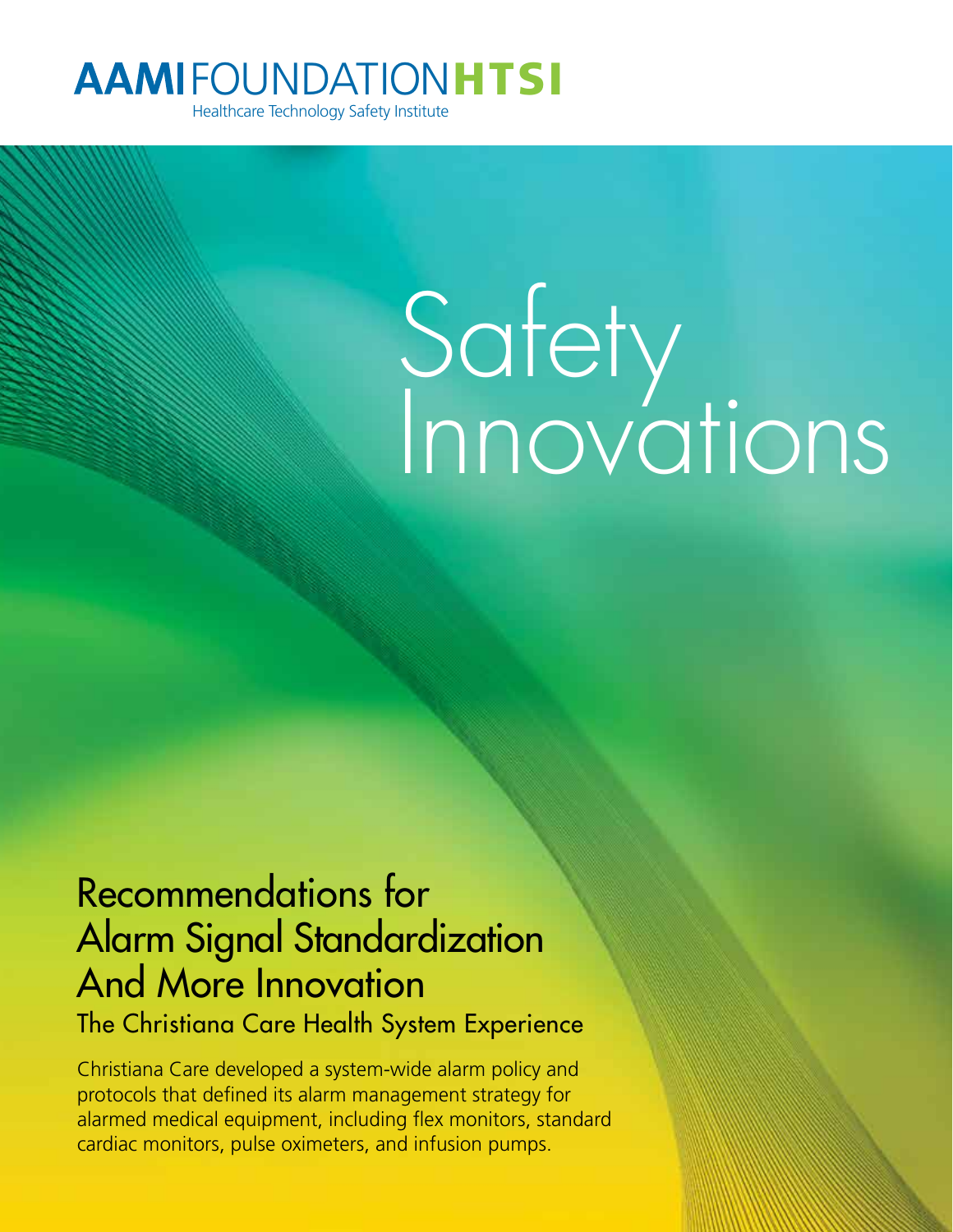**AAMI**FOUNDATION**HTSI**

Healthcare Technology Safety Institute

# Safety Innovations

## Recommendations for Alarm Signal Standardization And More Innovation

### The Christiana Care Health System Experience

Christiana Care developed a system-wide alarm policy and protocols that defined its alarm management strategy for alarmed medical equipment, including flex monitors, standard cardiac monitors, pulse oximeters, and infusion pumps.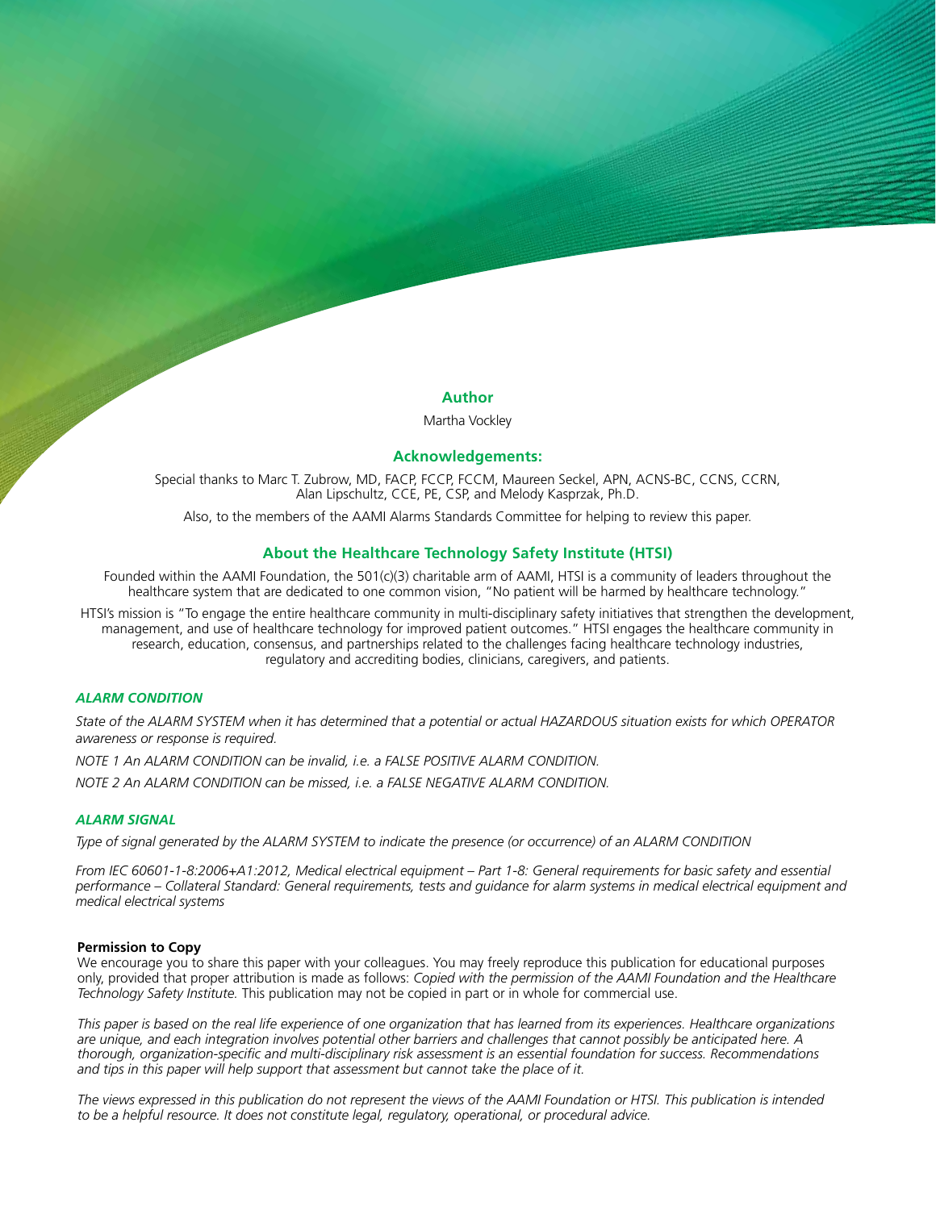## Author

Martha Vockley

## Acknowledgements:

Special thanks to Marc T. Zubrow, MD, FACP, FCCP, FCCM, Maureen Seckel, APN, ACNS-BC, CCNS, CCRN, Alan Lipschultz, CCE, PE, CSP, and Melody Kasprzak, Ph.D.

Also, to the members of the AAMI Alarms Standards Committee for helping to review this paper.

## About the Healthcare Technology Safety Institute (HTSI)

Founded within the AAMI Foundation, the 501(c)(3) charitable arm of AAMI, HTSI is a community of leaders throughout the healthcare system that are dedicated to one common vision, "No patient will be harmed by healthcare technology."

HTSI's mission is "To engage the entire healthcare community in multi-disciplinary safety initiatives that strengthen the development, management, and use of healthcare technology for improved patient outcomes." HTSI engages the healthcare community in research, education, consensus, and partnerships related to the challenges facing healthcare technology industries, regulatory and accrediting bodies, clinicians, caregivers, and patients.

***ALARM CONDITION***

*State of the ALARM SYSTEM when it has determined that a potential or actual HAZARDOUS situation exists for which OPERATOR awareness or response is required.*

*NOTE 1 An ALARM CONDITION can be invalid, i.e. a FALSE POSITIVE ALARM CONDITION.*

*NOTE 2 An ALARM CONDITION can be missed, i.e. a FALSE NEGATIVE ALARM CONDITION.*

***ALARM SIGNAL***

*Type of signal generated by the ALARM SYSTEM to indicate the presence (or occurrence) of an ALARM CONDITION*

*From IEC 60601-1-8:2006+A1:2012, Medical electrical equipment – Part 1-8: General requirements for basic safety and essential performance – Collateral Standard: General requirements, tests and guidance for alarm systems in medical electrical equipment and medical electrical systems*

**Permission to Copy**

We encourage you to share this paper with your colleagues. You may freely reproduce this publication for educational purposes only, provided that proper attribution is made as follows: *Copied with the permission of the AAMI Foundation and the Healthcare Technology Safety Institute.* This publication may not be copied in part or in whole for commercial use.

*This paper is based on the real life experience of one organization that has learned from its experiences. Healthcare organizations are unique, and each integration involves potential other barriers and challenges that cannot possibly be anticipated here. A thorough, organization-specific and multi-disciplinary risk assessment is an essential foundation for success. Recommendations and tips in this paper will help support that assessment but cannot take the place of it.*

*The views expressed in this publication do not represent the views of the AAMI Foundation or HTSI. This publication is intended to be a helpful resource. It does not constitute legal, regulatory, operational, or procedural advice.*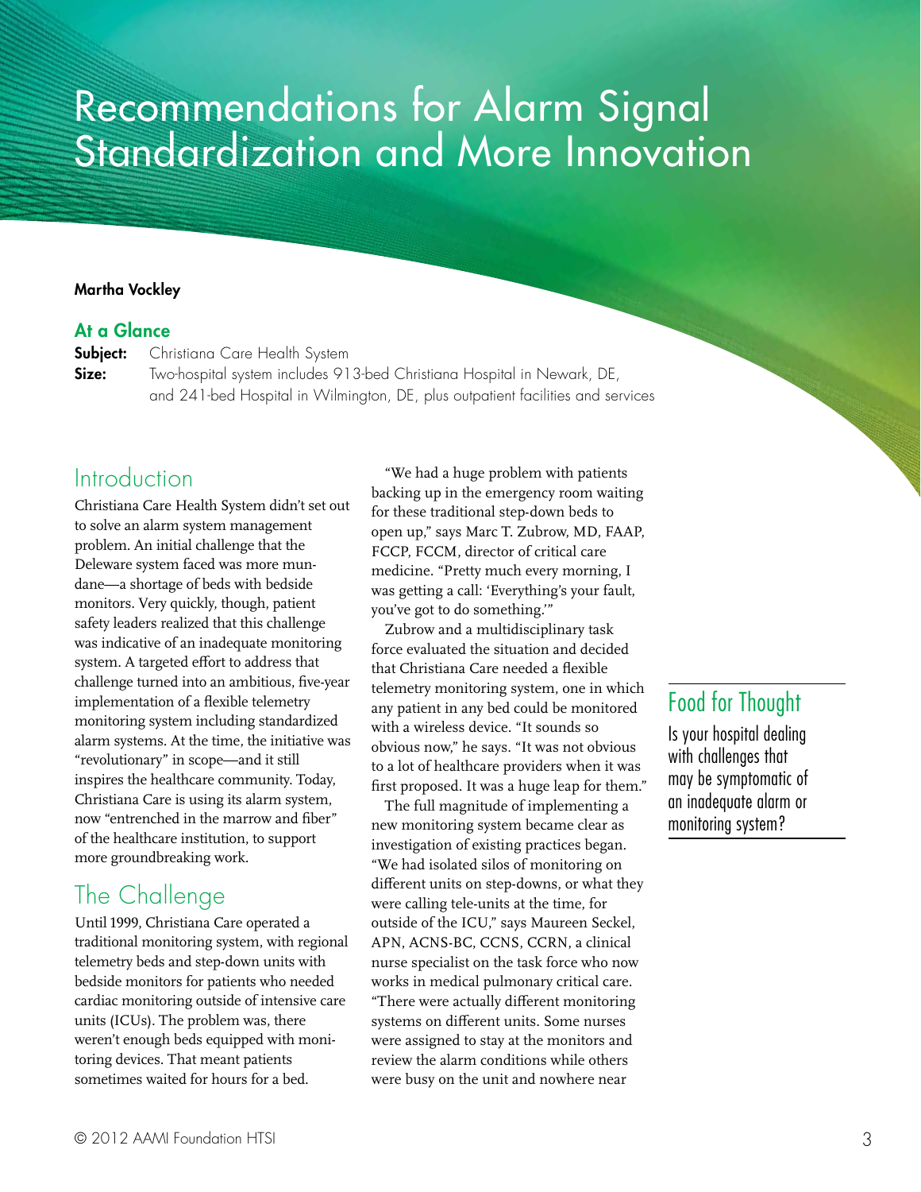# Recommendations for Alarm Signal Standardization and More Innovation

**Martha Vockley**

## At a Glance

**Subject:** Christiana Care Health System

**Size:** Two-hospital system includes 913-bed Christiana Hospital in Newark, DE, and 241-bed Hospital in Wilmington, DE, plus outpatient facilities and services

## Introduction

Christiana Care Health System didn't set out to solve an alarm system management problem. An initial challenge that the Deleware system faced was more mundane—a shortage of beds with bedside monitors. Very quickly, though, patient safety leaders realized that this challenge was indicative of an inadequate monitoring system. A targeted effort to address that challenge turned into an ambitious, five-year implementation of a flexible telemetry monitoring system including standardized alarm systems. At the time, the initiative was "revolutionary" in scope—and it still inspires the healthcare community. Today, Christiana Care is using its alarm system, now "entrenched in the marrow and fiber" of the healthcare institution, to support more groundbreaking work.

## The Challenge

Until 1999, Christiana Care operated a traditional monitoring system, with regional telemetry beds and step-down units with bedside monitors for patients who needed cardiac monitoring outside of intensive care units (ICUs). The problem was, there weren't enough beds equipped with monitoring devices. That meant patients sometimes waited for hours for a bed.

"We had a huge problem with patients backing up in the emergency room waiting for these traditional step-down beds to open up," says Marc T. Zubrow, MD, FAAP, FCCP, FCCM, director of critical care medicine. "Pretty much every morning, I was getting a call: 'Everything's your fault, you've got to do something.'"

Zubrow and a multidisciplinary task force evaluated the situation and decided that Christiana Care needed a flexible telemetry monitoring system, one in which any patient in any bed could be monitored with a wireless device. "It sounds so obvious now," he says. "It was not obvious to a lot of healthcare providers when it was first proposed. It was a huge leap for them."

The full magnitude of implementing a new monitoring system became clear as investigation of existing practices began. "We had isolated silos of monitoring on different units on step-downs, or what they were calling tele-units at the time, for outside of the ICU," says Maureen Seckel, APN, ACNS-BC, CCNS, CCRN, a clinical nurse specialist on the task force who now works in medical pulmonary critical care. "There were actually different monitoring systems on different units. Some nurses were assigned to stay at the monitors and review the alarm conditions while others were busy on the unit and nowhere near

### Food for Thought

Is your hospital dealing with challenges that may be symptomatic of an inadequate alarm or monitoring system?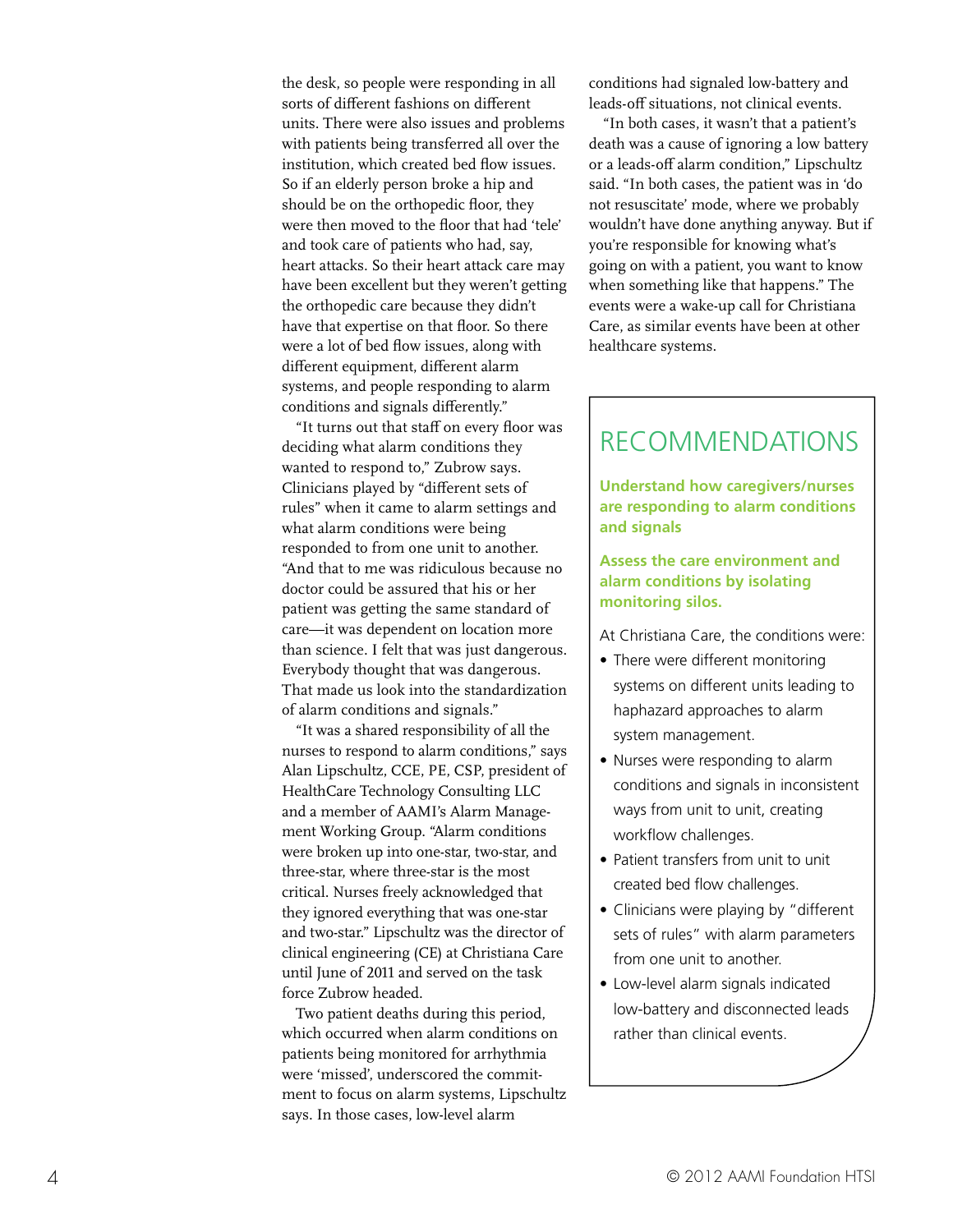the desk, so people were responding in all sorts of different fashions on different units. There were also issues and problems with patients being transferred all over the institution, which created bed flow issues. So if an elderly person broke a hip and should be on the orthopedic floor, they were then moved to the floor that had 'tele' and took care of patients who had, say, heart attacks. So their heart attack care may have been excellent but they weren't getting the orthopedic care because they didn't have that expertise on that floor. So there were a lot of bed flow issues, along with different equipment, different alarm systems, and people responding to alarm conditions and signals differently."

"It turns out that staff on every floor was deciding what alarm conditions they wanted to respond to," Zubrow says. Clinicians played by "different sets of rules" when it came to alarm settings and what alarm conditions were being responded to from one unit to another. "And that to me was ridiculous because no doctor could be assured that his or her patient was getting the same standard of care—it was dependent on location more than science. I felt that was just dangerous. Everybody thought that was dangerous. That made us look into the standardization of alarm conditions and signals."

"It was a shared responsibility of all the nurses to respond to alarm conditions," says Alan Lipschultz, CCE, PE, CSP, president of HealthCare Technology Consulting LLC and a member of AAMI's Alarm Management Working Group. "Alarm conditions were broken up into one-star, two-star, and three-star, where three-star is the most critical. Nurses freely acknowledged that they ignored everything that was one-star and two-star." Lipschultz was the director of clinical engineering (CE) at Christiana Care until June of 2011 and served on the task force Zubrow headed.

Two patient deaths during this period, which occurred when alarm conditions on patients being monitored for arrhythmia were 'missed', underscored the commitment to focus on alarm systems, Lipschultz says. In those cases, low-level alarm conditions had signaled low-battery and leads-off situations, not clinical events.

"In both cases, it wasn't that a patient's death was a cause of ignoring a low battery or a leads-off alarm condition," Lipschultz said. "In both cases, the patient was in 'do not resuscitate' mode, where we probably wouldn't have done anything anyway. But if you're responsible for knowing what's going on with a patient, you want to know when something like that happens." The events were a wake-up call for Christiana Care, as similar events have been at other healthcare systems.

## RECOMMENDATIONS

**Understand how caregivers/nurses are responding to alarm conditions and signals**

**Assess the care environment and alarm conditions by isolating monitoring silos.**

At Christiana Care, the conditions were:

- There were different monitoring systems on different units leading to haphazard approaches to alarm system management.
- Nurses were responding to alarm conditions and signals in inconsistent ways from unit to unit, creating workflow challenges.
- Patient transfers from unit to unit created bed flow challenges.
- Clinicians were playing by "different sets of rules" with alarm parameters from one unit to another.
- Low-level alarm signals indicated low-battery and disconnected leads rather than clinical events.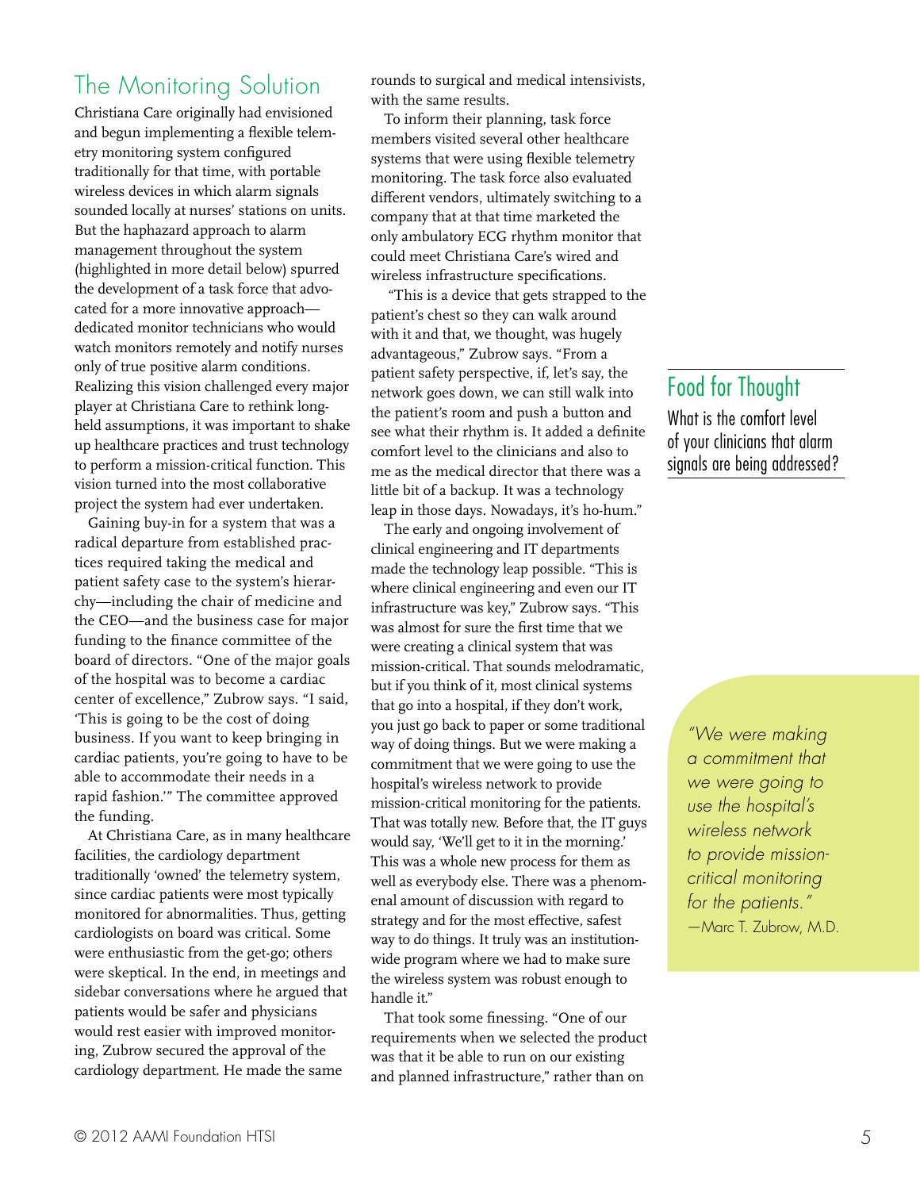## The Monitoring Solution

Christiana Care originally had envisioned and begun implementing a flexible telemetry monitoring system configured traditionally for that time, with portable wireless devices in which alarm signals sounded locally at nurses' stations on units. But the haphazard approach to alarm management throughout the system (highlighted in more detail below) spurred the development of a task force that advocated for a more innovative approach—dedicated monitor technicians who would watch monitors remotely and notify nurses only of true positive alarm conditions. Realizing this vision challenged every major player at Christiana Care to rethink long-held assumptions, it was important to shake up healthcare practices and trust technology to perform a mission-critical function. This vision turned into the most collaborative project the system had ever undertaken.

Gaining buy-in for a system that was a radical departure from established practices required taking the medical and patient safety case to the system's hierarchy—including the chair of medicine and the CEO—and the business case for major funding to the finance committee of the board of directors. "One of the major goals of the hospital was to become a cardiac center of excellence," Zubrow says. "I said, 'This is going to be the cost of doing business. If you want to keep bringing in cardiac patients, you're going to have to be able to accommodate their needs in a rapid fashion.'" The committee approved the funding.

At Christiana Care, as in many healthcare facilities, the cardiology department traditionally 'owned' the telemetry system, since cardiac patients were most typically monitored for abnormalities. Thus, getting cardiologists on board was critical. Some were enthusiastic from the get-go; others were skeptical. In the end, in meetings and sidebar conversations where he argued that patients would be safer and physicians would rest easier with improved monitoring, Zubrow secured the approval of the cardiology department. He made the same rounds to surgical and medical intensivists, with the same results.

To inform their planning, task force members visited several other healthcare systems that were using flexible telemetry monitoring. The task force also evaluated different vendors, ultimately switching to a company that at that time marketed the only ambulatory ECG rhythm monitor that could meet Christiana Care's wired and wireless infrastructure specifications.

"This is a device that gets strapped to the patient's chest so they can walk around with it and that, we thought, was hugely advantageous," Zubrow says. "From a patient safety perspective, if, let's say, the network goes down, we can still walk into the patient's room and push a button and see what their rhythm is. It added a definite comfort level to the clinicians and also to me as the medical director that there was a little bit of a backup. It was a technology leap in those days. Nowadays, it's ho-hum."

The early and ongoing involvement of clinical engineering and IT departments made the technology leap possible. "This is where clinical engineering and even our IT infrastructure was key," Zubrow says. "This was almost for sure the first time that we were creating a clinical system that was mission-critical. That sounds melodramatic, but if you think of it, most clinical systems that go into a hospital, if they don't work, you just go back to paper or some traditional way of doing things. But we were making a commitment that we were going to use the hospital's wireless network to provide mission-critical monitoring for the patients. That was totally new. Before that, the IT guys would say, 'We'll get to it in the morning.' This was a whole new process for them as well as everybody else. There was a phenomenal amount of discussion with regard to strategy and for the most effective, safest way to do things. It truly was an institution-wide program where we had to make sure the wireless system was robust enough to handle it."

That took some finessing. "One of our requirements when we selected the product was that it be able to run on our existing and planned infrastructure," rather than on

### Food for Thought

What is the comfort level of your clinicians that alarm signals are being addressed?

*"We were making a commitment that we were going to use the hospital's wireless network to provide mission-critical monitoring for the patients."*
—Marc T. Zubrow, M.D.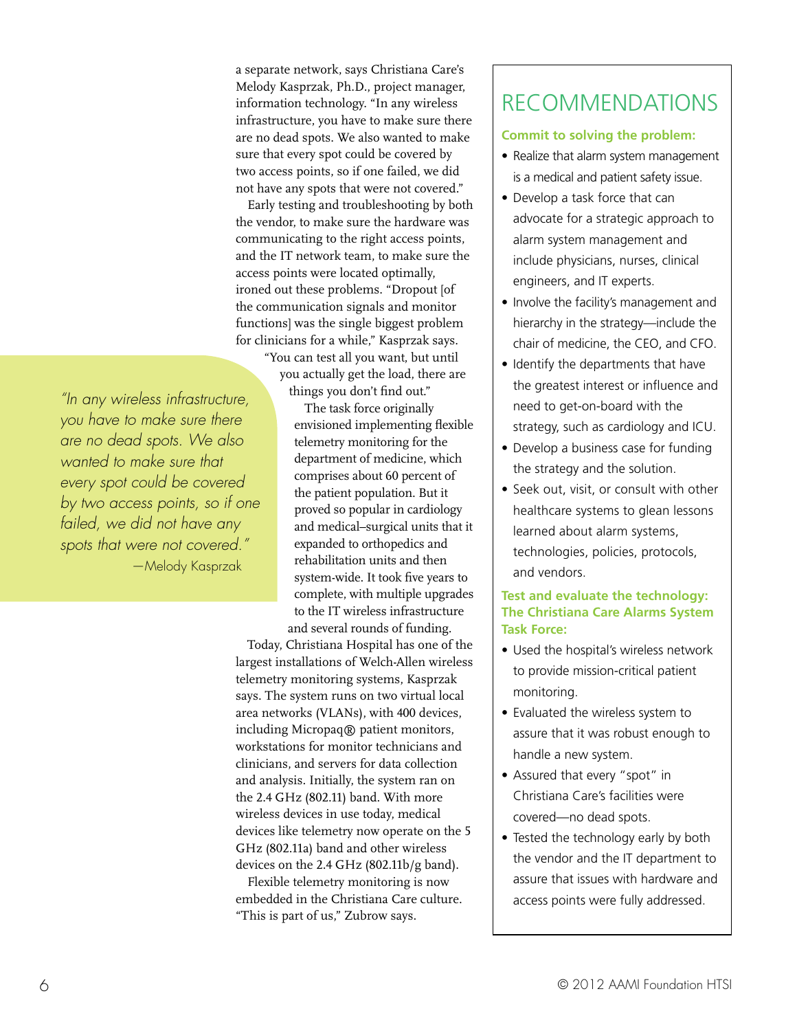a separate network, says Christiana Care's Melody Kasprzak, Ph.D., project manager, information technology. "In any wireless infrastructure, you have to make sure there are no dead spots. We also wanted to make sure that every spot could be covered by two access points, so if one failed, we did not have any spots that were not covered."

Early testing and troubleshooting by both the vendor, to make sure the hardware was communicating to the right access points, and the IT network team, to make sure the access points were located optimally, ironed out these problems. "Dropout [of the communication signals and monitor functions] was the single biggest problem for clinicians for a while," Kasprzak says. "You can test all you want, but until you actually get the load, there are things you don't find out."

> *"In any wireless infrastructure, you have to make sure there are no dead spots. We also wanted to make sure that every spot could be covered by two access points, so if one failed, we did not have any spots that were not covered."*
>
> —Melody Kasprzak

The task force originally envisioned implementing flexible telemetry monitoring for the department of medicine, which comprises about 60 percent of the patient population. But it proved so popular in cardiology and medical–surgical units that it expanded to orthopedics and rehabilitation units and then system-wide. It took five years to complete, with multiple upgrades to the IT wireless infrastructure and several rounds of funding.

Today, Christiana Hospital has one of the largest installations of Welch-Allen wireless telemetry monitoring systems, Kasprzak says. The system runs on two virtual local area networks (VLANs), with 400 devices, including Micropaq® patient monitors, workstations for monitor technicians and clinicians, and servers for data collection and analysis. Initially, the system ran on the 2.4 GHz (802.11) band. With more wireless devices in use today, medical devices like telemetry now operate on the 5 GHz (802.11a) band and other wireless devices on the 2.4 GHz (802.11b/g band).

Flexible telemetry monitoring is now embedded in the Christiana Care culture. "This is part of us," Zubrow says.

## RECOMMENDATIONS

**Commit to solving the problem:**

- Realize that alarm system management is a medical and patient safety issue.
- Develop a task force that can advocate for a strategic approach to alarm system management and include physicians, nurses, clinical engineers, and IT experts.
- Involve the facility's management and hierarchy in the strategy—include the chair of medicine, the CEO, and CFO.
- Identify the departments that have the greatest interest or influence and need to get-on-board with the strategy, such as cardiology and ICU.
- Develop a business case for funding the strategy and the solution.
- Seek out, visit, or consult with other healthcare systems to glean lessons learned about alarm systems, technologies, policies, protocols, and vendors.

**Test and evaluate the technology: The Christiana Care Alarms System Task Force:**

- Used the hospital's wireless network to provide mission-critical patient monitoring.
- Evaluated the wireless system to assure that it was robust enough to handle a new system.
- Assured that every "spot" in Christiana Care's facilities were covered—no dead spots.
- Tested the technology early by both the vendor and the IT department to assure that issues with hardware and access points were fully addressed.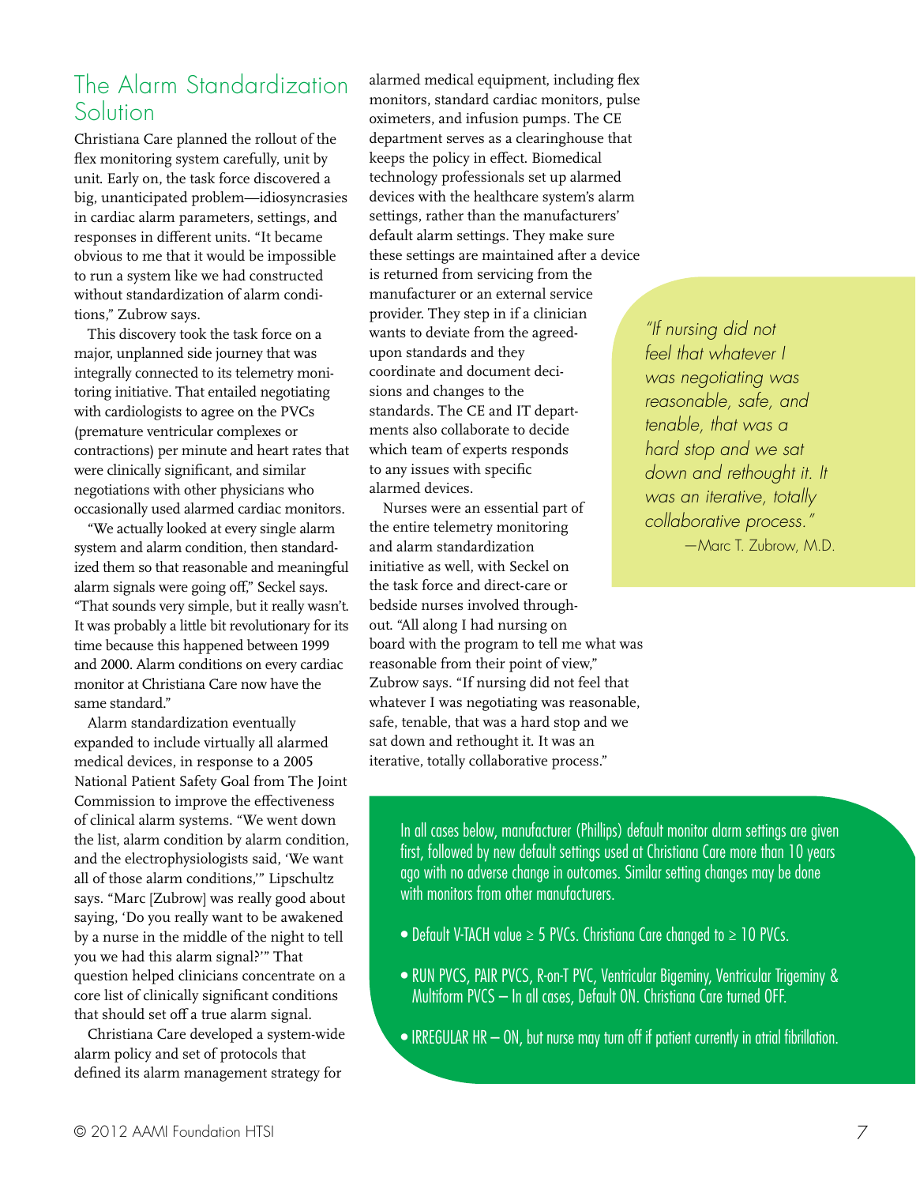## The Alarm Standardization Solution

Christiana Care planned the rollout of the flex monitoring system carefully, unit by unit. Early on, the task force discovered a big, unanticipated problem—idiosyncrasies in cardiac alarm parameters, settings, and responses in different units. "It became obvious to me that it would be impossible to run a system like we had constructed without standardization of alarm conditions," Zubrow says.

This discovery took the task force on a major, unplanned side journey that was integrally connected to its telemetry monitoring initiative. That entailed negotiating with cardiologists to agree on the PVCs (premature ventricular complexes or contractions) per minute and heart rates that were clinically significant, and similar negotiations with other physicians who occasionally used alarmed cardiac monitors.

"We actually looked at every single alarm system and alarm condition, then standardized them so that reasonable and meaningful alarm signals were going off," Seckel says. "That sounds very simple, but it really wasn't. It was probably a little bit revolutionary for its time because this happened between 1999 and 2000. Alarm conditions on every cardiac monitor at Christiana Care now have the same standard."

Alarm standardization eventually expanded to include virtually all alarmed medical devices, in response to a 2005 National Patient Safety Goal from The Joint Commission to improve the effectiveness of clinical alarm systems. "We went down the list, alarm condition by alarm condition, and the electrophysiologists said, 'We want all of those alarm conditions,'" Lipschultz says. "Marc [Zubrow] was really good about saying, 'Do you really want to be awakened by a nurse in the middle of the night to tell you we had this alarm signal?'" That question helped clinicians concentrate on a core list of clinically significant conditions that should set off a true alarm signal.

Christiana Care developed a system-wide alarm policy and set of protocols that defined its alarm management strategy for alarmed medical equipment, including flex monitors, standard cardiac monitors, pulse oximeters, and infusion pumps. The CE department serves as a clearinghouse that keeps the policy in effect. Biomedical technology professionals set up alarmed devices with the healthcare system's alarm settings, rather than the manufacturers' default alarm settings. They make sure these settings are maintained after a device is returned from servicing from the manufacturer or an external service provider. They step in if a clinician wants to deviate from the agreed-upon standards and they coordinate and document decisions and changes to the standards. The CE and IT departments also collaborate to decide which team of experts responds to any issues with specific alarmed devices.

Nurses were an essential part of the entire telemetry monitoring and alarm standardization initiative as well, with Seckel on the task force and direct-care or bedside nurses involved throughout. "All along I had nursing on board with the program to tell me what was reasonable from their point of view," Zubrow says. "If nursing did not feel that whatever I was negotiating was reasonable, safe, tenable, that was a hard stop and we sat down and rethought it. It was an iterative, totally collaborative process."

> *"If nursing did not feel that whatever I was negotiating was reasonable, safe, and tenable, that was a hard stop and we sat down and rethought it. It was an iterative, totally collaborative process."*
>
> —Marc T. Zubrow, M.D.

In all cases below, manufacturer (Phillips) default monitor alarm settings are given first, followed by new default settings used at Christiana Care more than 10 years ago with no adverse change in outcomes. Similar setting changes may be done with monitors from other manufacturers.

- Default V-TACH value ≥ 5 PVCs. Christiana Care changed to ≥ 10 PVCs.
- RUN PVCS, PAIR PVCS, R-on-T PVC, Ventricular Bigeminy, Ventricular Trigeminy & Multiform PVCS – In all cases, Default ON. Christiana Care turned OFF.
- IRREGULAR HR – ON, but nurse may turn off if patient currently in atrial fibrillation.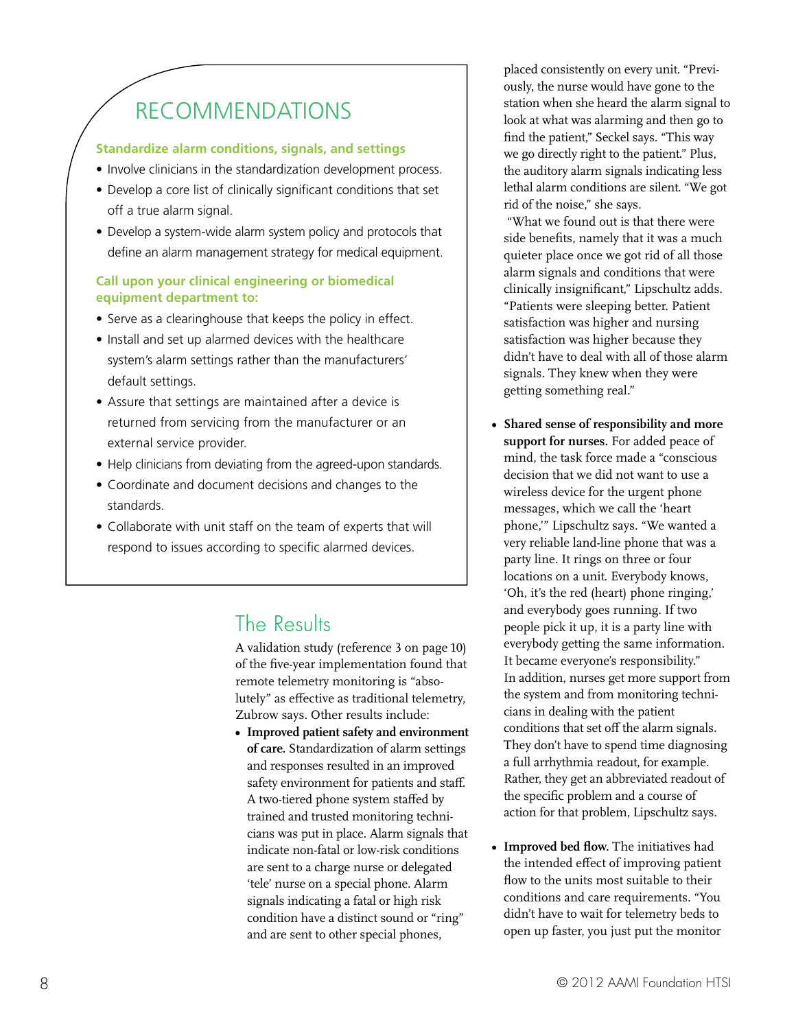## RECOMMENDATIONS

**Standardize alarm conditions, signals, and settings**

- Involve clinicians in the standardization development process.
- Develop a core list of clinically significant conditions that set off a true alarm signal.
- Develop a system-wide alarm system policy and protocols that define an alarm management strategy for medical equipment.

**Call upon your clinical engineering or biomedical equipment department to:**

- Serve as a clearinghouse that keeps the policy in effect.
- Install and set up alarmed devices with the healthcare system's alarm settings rather than the manufacturers' default settings.
- Assure that settings are maintained after a device is returned from servicing from the manufacturer or an external service provider.
- Help clinicians from deviating from the agreed-upon standards.
- Coordinate and document decisions and changes to the standards.
- Collaborate with unit staff on the team of experts that will respond to issues according to specific alarmed devices.

## The Results

A validation study (reference 3 on page 10) of the five-year implementation found that remote telemetry monitoring is "absolutely" as effective as traditional telemetry, Zubrow says. Other results include:

- **Improved patient safety and environment of care.** Standardization of alarm settings and responses resulted in an improved safety environment for patients and staff. A two-tiered phone system staffed by trained and trusted monitoring technicians was put in place. Alarm signals that indicate non-fatal or low-risk conditions are sent to a charge nurse or delegated 'tele' nurse on a special phone. Alarm signals indicating a fatal or high risk condition have a distinct sound or "ring" and are sent to other special phones, placed consistently on every unit. "Previously, the nurse would have gone to the station when she heard the alarm signal to look at what was alarming and then go to find the patient," Seckel says. "This way we go directly right to the patient." Plus, the auditory alarm signals indicating less lethal alarm conditions are silent. "We got rid of the noise," she says.

  "What we found out is that there were side benefits, namely that it was a much quieter place once we got rid of all those alarm signals and conditions that were clinically insignificant," Lipschultz adds. "Patients were sleeping better. Patient satisfaction was higher and nursing satisfaction was higher because they didn't have to deal with all of those alarm signals. They knew when they were getting something real."

- **Shared sense of responsibility and more support for nurses.** For added peace of mind, the task force made a "conscious decision that we did not want to use a wireless device for the urgent phone messages, which we call the 'heart phone,'" Lipschultz says. "We wanted a very reliable land-line phone that was a party line. It rings on three or four locations on a unit. Everybody knows, 'Oh, it's the red (heart) phone ringing,' and everybody goes running. If two people pick it up, it is a party line with everybody getting the same information. It became everyone's responsibility." In addition, nurses get more support from the system and from monitoring technicians in dealing with the patient conditions that set off the alarm signals. They don't have to spend time diagnosing a full arrhythmia readout, for example. Rather, they get an abbreviated readout of the specific problem and a course of action for that problem, Lipschultz says.

- **Improved bed flow.** The initiatives had the intended effect of improving patient flow to the units most suitable to their conditions and care requirements. "You didn't have to wait for telemetry beds to open up faster, you just put the monitor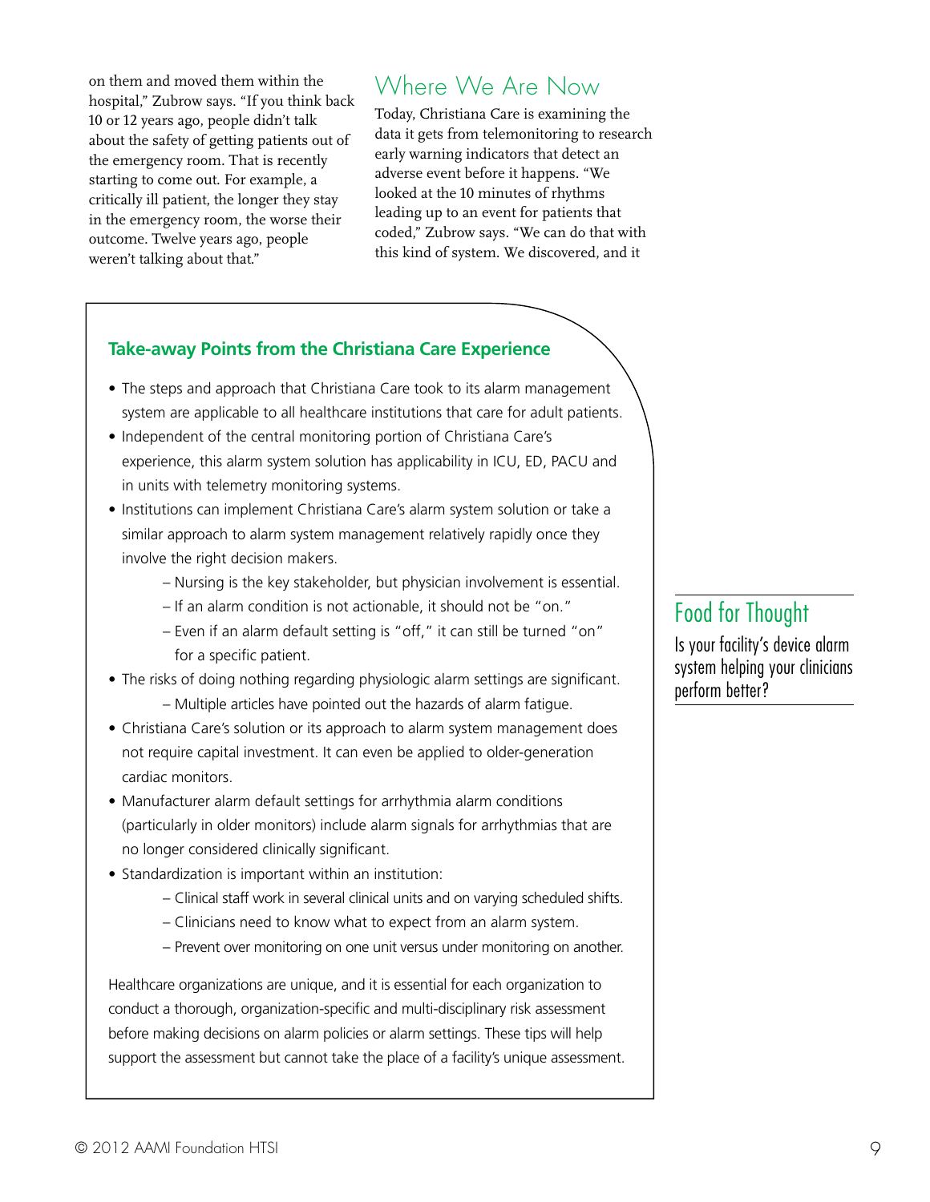on them and moved them within the hospital," Zubrow says. "If you think back 10 or 12 years ago, people didn't talk about the safety of getting patients out of the emergency room. That is recently starting to come out. For example, a critically ill patient, the longer they stay in the emergency room, the worse their outcome. Twelve years ago, people weren't talking about that."

## Where We Are Now

Today, Christiana Care is examining the data it gets from telemonitoring to research early warning indicators that detect an adverse event before it happens. "We looked at the 10 minutes of rhythms leading up to an event for patients that coded," Zubrow says. "We can do that with this kind of system. We discovered, and it

### Take-away Points from the Christiana Care Experience

- The steps and approach that Christiana Care took to its alarm management system are applicable to all healthcare institutions that care for adult patients.
- Independent of the central monitoring portion of Christiana Care's experience, this alarm system solution has applicability in ICU, ED, PACU and in units with telemetry monitoring systems.
- Institutions can implement Christiana Care's alarm system solution or take a similar approach to alarm system management relatively rapidly once they involve the right decision makers.
  - Nursing is the key stakeholder, but physician involvement is essential.
  - If an alarm condition is not actionable, it should not be "on."
  - Even if an alarm default setting is "off," it can still be turned "on" for a specific patient.
- The risks of doing nothing regarding physiologic alarm settings are significant.
  - Multiple articles have pointed out the hazards of alarm fatigue.
- Christiana Care's solution or its approach to alarm system management does not require capital investment. It can even be applied to older-generation cardiac monitors.
- Manufacturer alarm default settings for arrhythmia alarm conditions (particularly in older monitors) include alarm signals for arrhythmias that are no longer considered clinically significant.
- Standardization is important within an institution:
  - Clinical staff work in several clinical units and on varying scheduled shifts.
  - Clinicians need to know what to expect from an alarm system.
  - Prevent over monitoring on one unit versus under monitoring on another.

Healthcare organizations are unique, and it is essential for each organization to conduct a thorough, organization-specific and multi-disciplinary risk assessment before making decisions on alarm policies or alarm settings. These tips will help support the assessment but cannot take the place of a facility's unique assessment.

### Food for Thought

Is your facility's device alarm system helping your clinicians perform better?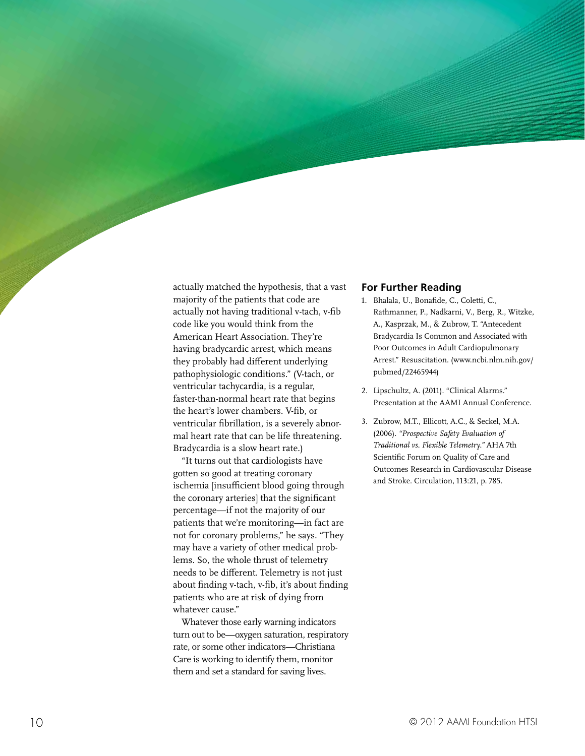actually matched the hypothesis, that a vast majority of the patients that code are actually not having traditional v-tach, v-fib code like you would think from the American Heart Association. They're having bradycardic arrest, which means they probably had different underlying pathophysiologic conditions." (V-tach, or ventricular tachycardia, is a regular, faster-than-normal heart rate that begins the heart's lower chambers. V-fib, or ventricular fibrillation, is a severely abnormal heart rate that can be life threatening. Bradycardia is a slow heart rate.)

"It turns out that cardiologists have gotten so good at treating coronary ischemia [insufficient blood going through the coronary arteries] that the significant percentage—if not the majority of our patients that we're monitoring—in fact are not for coronary problems," he says. "They may have a variety of other medical problems. So, the whole thrust of telemetry needs to be different. Telemetry is not just about finding v-tach, v-fib, it's about finding patients who are at risk of dying from whatever cause."

Whatever those early warning indicators turn out to be—oxygen saturation, respiratory rate, or some other indicators—Christiana Care is working to identify them, monitor them and set a standard for saving lives.

## For Further Reading

1. Bhalala, U., Bonafide, C., Coletti, C., Rathmanner, P., Nadkarni, V., Berg, R., Witzke, A., Kasprzak, M., & Zubrow, T. "Antecedent Bradycardia Is Common and Associated with Poor Outcomes in Adult Cardiopulmonary Arrest." Resuscitation. (www.ncbi.nlm.nih.gov/pubmed/22465944)
2. Lipschultz, A. (2011). "Clinical Alarms." Presentation at the AAMI Annual Conference.
3. Zubrow, M.T., Ellicott, A.C., & Seckel, M.A. (2006). *"Prospective Safety Evaluation of Traditional vs. Flexible Telemetry."* AHA 7th Scientific Forum on Quality of Care and Outcomes Research in Cardiovascular Disease and Stroke. Circulation, 113:21, p. 785.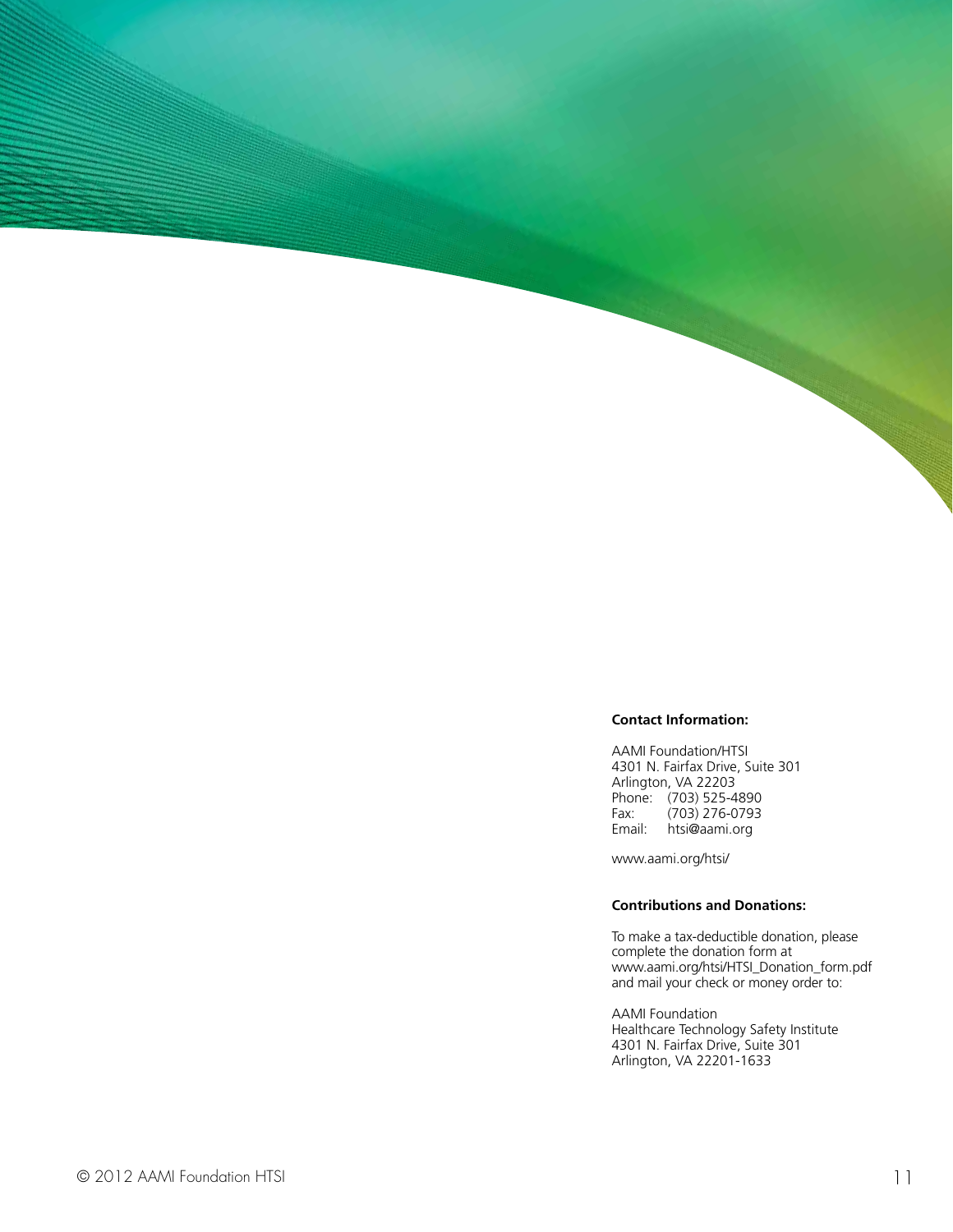**Contact Information:**

AAMI Foundation/HTSI
4301 N. Fairfax Drive, Suite 301
Arlington, VA 22203
Phone: (703) 525-4890
Fax: (703) 276-0793
Email: htsi@aami.org

www.aami.org/htsi/

**Contributions and Donations:**

To make a tax-deductible donation, please complete the donation form at www.aami.org/htsi/HTSI_Donation_form.pdf and mail your check or money order to:

AAMI Foundation
Healthcare Technology Safety Institute
4301 N. Fairfax Drive, Suite 301
Arlington, VA 22201-1633

© 2012 AAMI Foundation HTSI